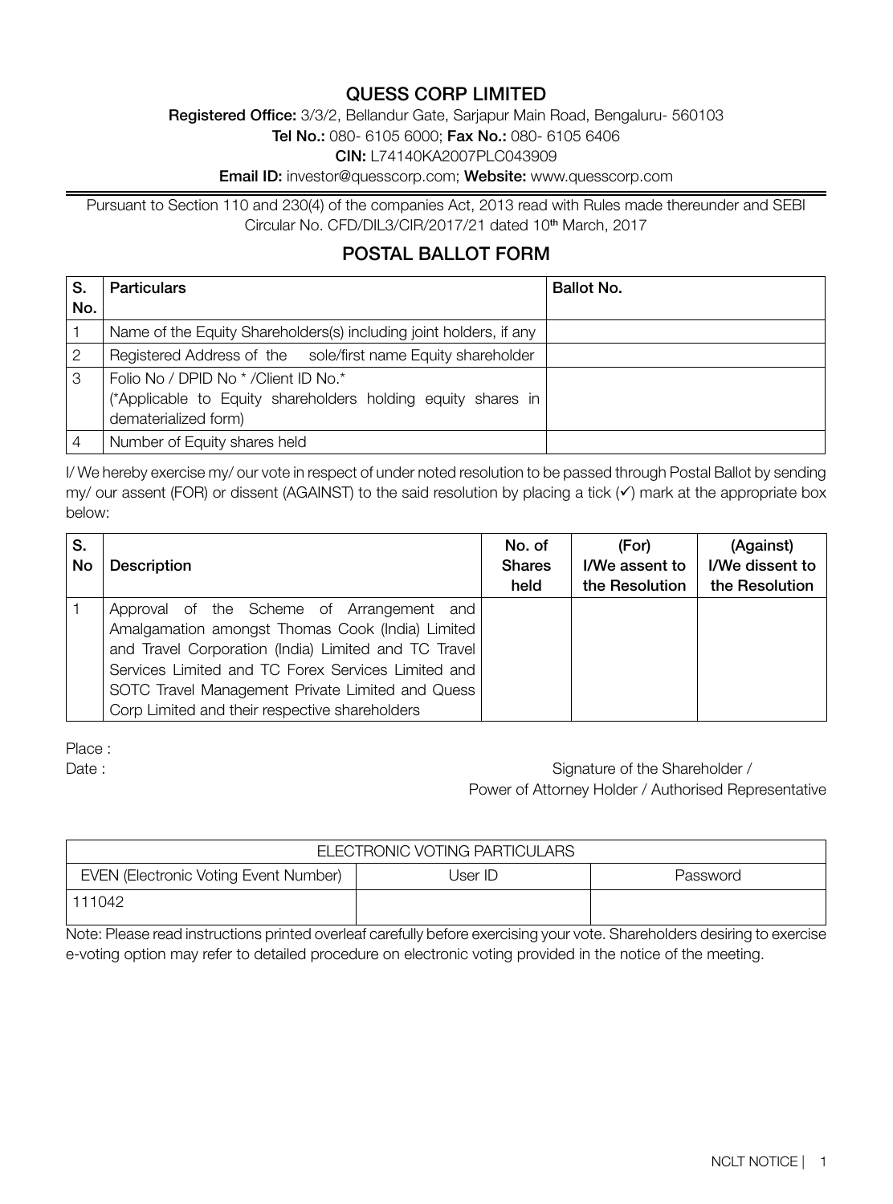# QUESS CORP LIMITED

**Registered Office:** 3/3/2, Bellandur Gate, Sarjapur Main Road, Bengaluru- 560103

**Tel No.:** 080- 6105 6000; **Fax No.:** 080- 6105 6406

**CIN:** L74140KA2007PLC043909

**Email ID:** investor@quesscorp.com; **Website:** www.quesscorp.com

Pursuant to Section 110 and 230(4) of the companies Act, 2013 read with Rules made thereunder and SEBI Circular No. CFD/DIL3/CIR/2017/21 dated 10th March, 2017

## POSTAL BALLOT FORM

| S. No. | Particulars | Ballot No. |
|---|---|---|
| 1 | Name of the Equity Shareholders(s) including joint holders, if any | |
| 2 | Registered Address of the sole/first name Equity shareholder | |
| 3 | Folio No / DPID No * /Client ID No.* (*Applicable to Equity shareholders holding equity shares in dematerialized form) | |
| 4 | Number of Equity shares held | |

I/ We hereby exercise my/ our vote in respect of under noted resolution to be passed through Postal Ballot by sending my/ our assent (FOR) or dissent (AGAINST) to the said resolution by placing a tick (✓) mark at the appropriate box below:

| S. No | Description | No. of Shares held | (For) I/We assent to the Resolution | (Against) I/We dissent to the Resolution |
|---|---|---|---|---|
| 1 | Approval of the Scheme of Arrangement and Amalgamation amongst Thomas Cook (India) Limited and Travel Corporation (India) Limited and TC Travel Services Limited and TC Forex Services Limited and SOTC Travel Management Private Limited and Quess Corp Limited and their respective shareholders | | | |

Place :

Date :

Signature of the Shareholder / Power of Attorney Holder / Authorised Representative

| ELECTRONIC VOTING PARTICULARS | | |
|---|---|---|
| EVEN (Electronic Voting Event Number) | User ID | Password |
| 111042 | | |

Note: Please read instructions printed overleaf carefully before exercising your vote. Shareholders desiring to exercise e-voting option may refer to detailed procedure on electronic voting provided in the notice of the meeting.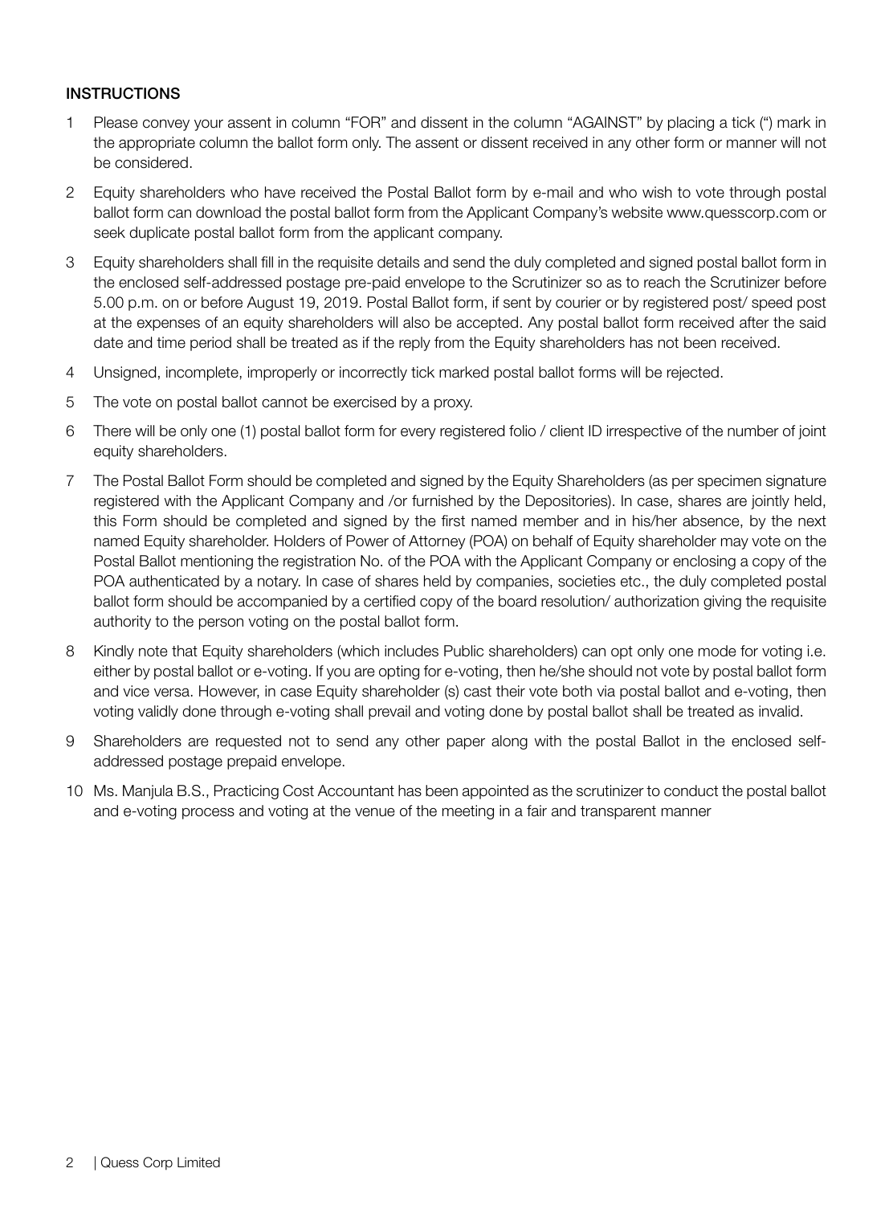## INSTRUCTIONS

1. Please convey your assent in column "FOR" and dissent in the column "AGAINST" by placing a tick (") mark in the appropriate column the ballot form only. The assent or dissent received in any other form or manner will not be considered.
2. Equity shareholders who have received the Postal Ballot form by e-mail and who wish to vote through postal ballot form can download the postal ballot form from the Applicant Company's website www.quesscorp.com or seek duplicate postal ballot form from the applicant company.
3. Equity shareholders shall fill in the requisite details and send the duly completed and signed postal ballot form in the enclosed self-addressed postage pre-paid envelope to the Scrutinizer so as to reach the Scrutinizer before 5.00 p.m. on or before August 19, 2019. Postal Ballot form, if sent by courier or by registered post/ speed post at the expenses of an equity shareholders will also be accepted. Any postal ballot form received after the said date and time period shall be treated as if the reply from the Equity shareholders has not been received.
4. Unsigned, incomplete, improperly or incorrectly tick marked postal ballot forms will be rejected.
5. The vote on postal ballot cannot be exercised by a proxy.
6. There will be only one (1) postal ballot form for every registered folio / client ID irrespective of the number of joint equity shareholders.
7. The Postal Ballot Form should be completed and signed by the Equity Shareholders (as per specimen signature registered with the Applicant Company and /or furnished by the Depositories). In case, shares are jointly held, this Form should be completed and signed by the first named member and in his/her absence, by the next named Equity shareholder. Holders of Power of Attorney (POA) on behalf of Equity shareholder may vote on the Postal Ballot mentioning the registration No. of the POA with the Applicant Company or enclosing a copy of the POA authenticated by a notary. In case of shares held by companies, societies etc., the duly completed postal ballot form should be accompanied by a certified copy of the board resolution/ authorization giving the requisite authority to the person voting on the postal ballot form.
8. Kindly note that Equity shareholders (which includes Public shareholders) can opt only one mode for voting i.e. either by postal ballot or e-voting. If you are opting for e-voting, then he/she should not vote by postal ballot form and vice versa. However, in case Equity shareholder (s) cast their vote both via postal ballot and e-voting, then voting validly done through e-voting shall prevail and voting done by postal ballot shall be treated as invalid.
9. Shareholders are requested not to send any other paper along with the postal Ballot in the enclosed self-addressed postage prepaid envelope.
10. Ms. Manjula B.S., Practicing Cost Accountant has been appointed as the scrutinizer to conduct the postal ballot and e-voting process and voting at the venue of the meeting in a fair and transparent manner